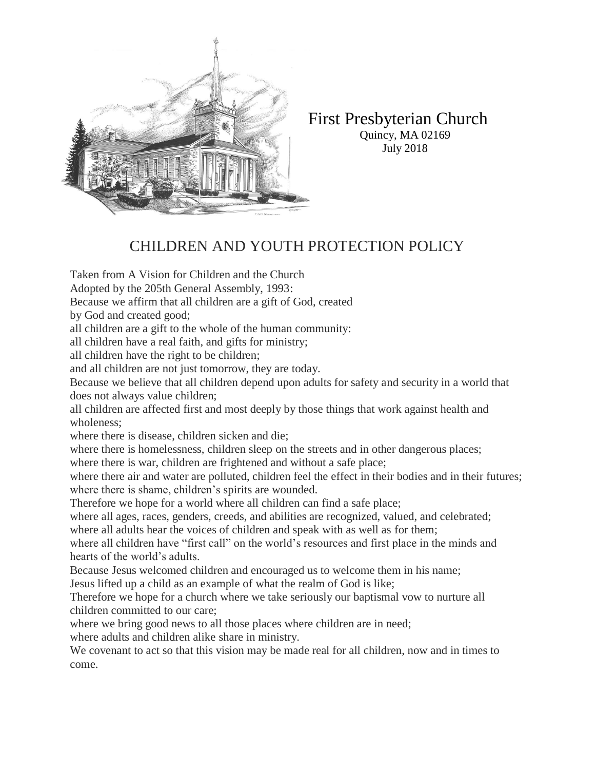First Presbyterian Church
Quincy, MA 02169
July 2018

# CHILDREN AND YOUTH PROTECTION POLICY

Taken from A Vision for Children and the Church
Adopted by the 205th General Assembly, 1993:
Because we affirm that all children are a gift of God, created by God and created good;
all children are a gift to the whole of the human community:
all children have a real faith, and gifts for ministry;
all children have the right to be children;
and all children are not just tomorrow, they are today.
Because we believe that all children depend upon adults for safety and security in a world that does not always value children;
all children are affected first and most deeply by those things that work against health and wholeness;
where there is disease, children sicken and die;
where there is homelessness, children sleep on the streets and in other dangerous places;
where there is war, children are frightened and without a safe place;
where there air and water are polluted, children feel the effect in their bodies and in their futures;
where there is shame, children's spirits are wounded.
Therefore we hope for a world where all children can find a safe place;
where all ages, races, genders, creeds, and abilities are recognized, valued, and celebrated;
where all adults hear the voices of children and speak with as well as for them;
where all children have "first call" on the world's resources and first place in the minds and hearts of the world's adults.
Because Jesus welcomed children and encouraged us to welcome them in his name;
Jesus lifted up a child as an example of what the realm of God is like;
Therefore we hope for a church where we take seriously our baptismal vow to nurture all children committed to our care;
where we bring good news to all those places where children are in need;
where adults and children alike share in ministry.
We covenant to act so that this vision may be made real for all children, now and in times to come.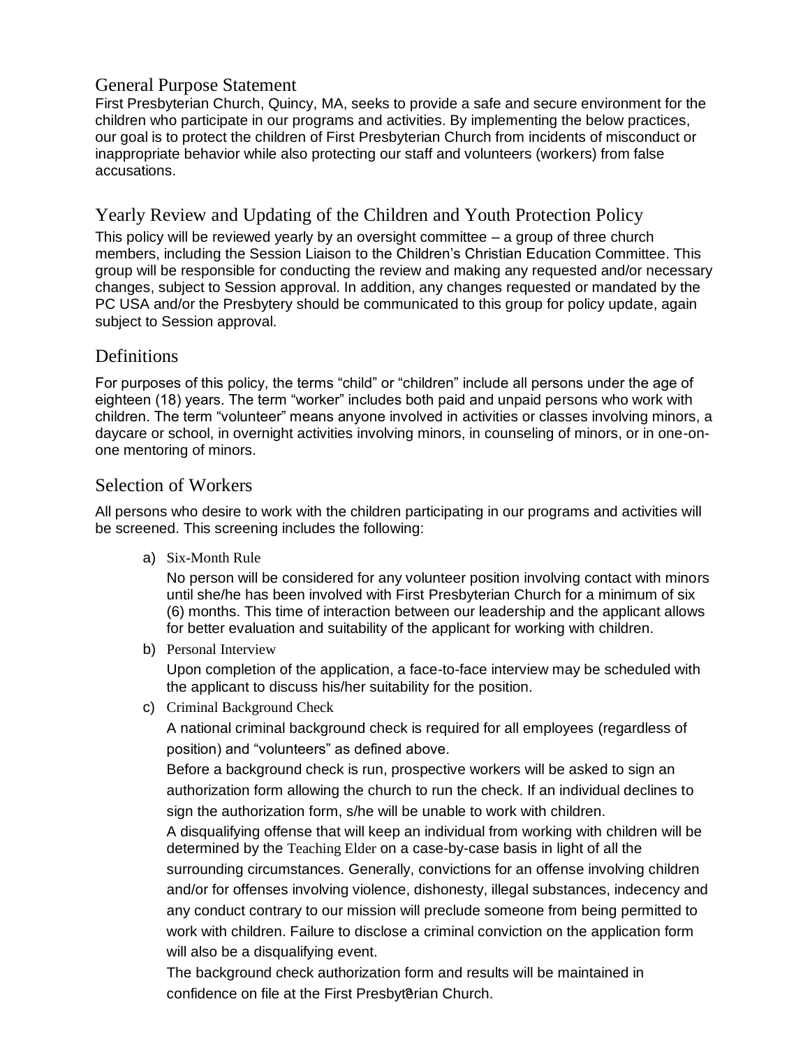## General Purpose Statement

First Presbyterian Church, Quincy, MA, seeks to provide a safe and secure environment for the children who participate in our programs and activities. By implementing the below practices, our goal is to protect the children of First Presbyterian Church from incidents of misconduct or inappropriate behavior while also protecting our staff and volunteers (workers) from false accusations.

## Yearly Review and Updating of the Children and Youth Protection Policy

This policy will be reviewed yearly by an oversight committee – a group of three church members, including the Session Liaison to the Children's Christian Education Committee. This group will be responsible for conducting the review and making any requested and/or necessary changes, subject to Session approval. In addition, any changes requested or mandated by the PC USA and/or the Presbytery should be communicated to this group for policy update, again subject to Session approval.

## Definitions

For purposes of this policy, the terms "child" or "children" include all persons under the age of eighteen (18) years. The term "worker" includes both paid and unpaid persons who work with children. The term "volunteer" means anyone involved in activities or classes involving minors, a daycare or school, in overnight activities involving minors, in counseling of minors, or in one-on-one mentoring of minors.

## Selection of Workers

All persons who desire to work with the children participating in our programs and activities will be screened. This screening includes the following:

a) Six-Month Rule

   No person will be considered for any volunteer position involving contact with minors until she/he has been involved with First Presbyterian Church for a minimum of six (6) months. This time of interaction between our leadership and the applicant allows for better evaluation and suitability of the applicant for working with children.

b) Personal Interview

   Upon completion of the application, a face-to-face interview may be scheduled with the applicant to discuss his/her suitability for the position.

c) Criminal Background Check

   A national criminal background check is required for all employees (regardless of position) and "volunteers" as defined above.

   Before a background check is run, prospective workers will be asked to sign an authorization form allowing the church to run the check. If an individual declines to sign the authorization form, s/he will be unable to work with children.

   A disqualifying offense that will keep an individual from working with children will be determined by the Teaching Elder on a case-by-case basis in light of all the surrounding circumstances. Generally, convictions for an offense involving children and/or for offenses involving violence, dishonesty, illegal substances, indecency and any conduct contrary to our mission will preclude someone from being permitted to work with children. Failure to disclose a criminal conviction on the application form will also be a disqualifying event.

   The background check authorization form and results will be maintained in confidence on file at the First Presbyterian Church.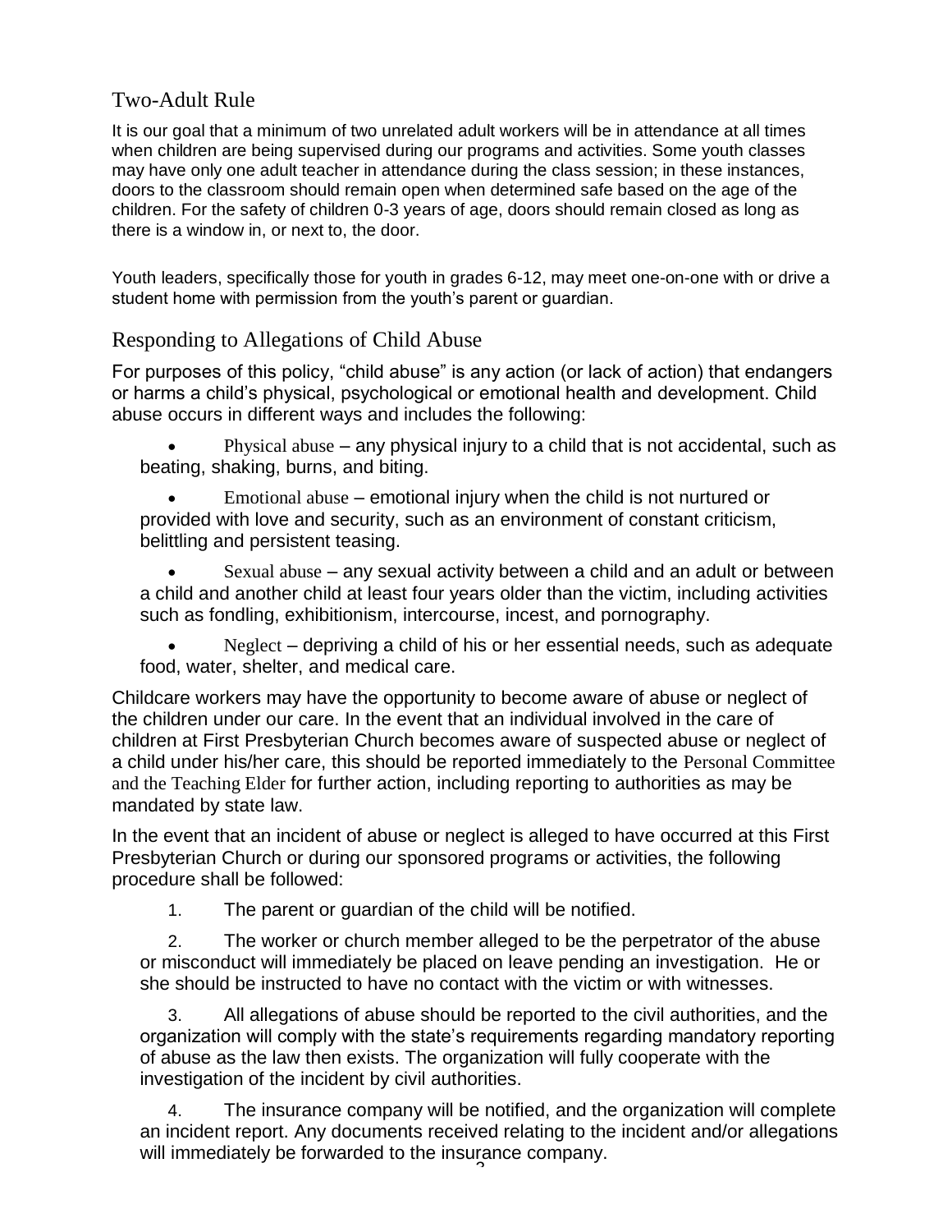## Two-Adult Rule

It is our goal that a minimum of two unrelated adult workers will be in attendance at all times when children are being supervised during our programs and activities. Some youth classes may have only one adult teacher in attendance during the class session; in these instances, doors to the classroom should remain open when determined safe based on the age of the children. For the safety of children 0-3 years of age, doors should remain closed as long as there is a window in, or next to, the door.

Youth leaders, specifically those for youth in grades 6-12, may meet one-on-one with or drive a student home with permission from the youth's parent or guardian.

## Responding to Allegations of Child Abuse

For purposes of this policy, "child abuse" is any action (or lack of action) that endangers or harms a child's physical, psychological or emotional health and development. Child abuse occurs in different ways and includes the following:

- Physical abuse – any physical injury to a child that is not accidental, such as beating, shaking, burns, and biting.
- Emotional abuse – emotional injury when the child is not nurtured or provided with love and security, such as an environment of constant criticism, belittling and persistent teasing.
- Sexual abuse – any sexual activity between a child and an adult or between a child and another child at least four years older than the victim, including activities such as fondling, exhibitionism, intercourse, incest, and pornography.
- Neglect – depriving a child of his or her essential needs, such as adequate food, water, shelter, and medical care.

Childcare workers may have the opportunity to become aware of abuse or neglect of the children under our care. In the event that an individual involved in the care of children at First Presbyterian Church becomes aware of suspected abuse or neglect of a child under his/her care, this should be reported immediately to the Personal Committee and the Teaching Elder for further action, including reporting to authorities as may be mandated by state law.

In the event that an incident of abuse or neglect is alleged to have occurred at this First Presbyterian Church or during our sponsored programs or activities, the following procedure shall be followed:

1. The parent or guardian of the child will be notified.
2. The worker or church member alleged to be the perpetrator of the abuse or misconduct will immediately be placed on leave pending an investigation. He or she should be instructed to have no contact with the victim or with witnesses.
3. All allegations of abuse should be reported to the civil authorities, and the organization will comply with the state's requirements regarding mandatory reporting of abuse as the law then exists. The organization will fully cooperate with the investigation of the incident by civil authorities.
4. The insurance company will be notified, and the organization will complete an incident report. Any documents received relating to the incident and/or allegations will immediately be forwarded to the insurance company.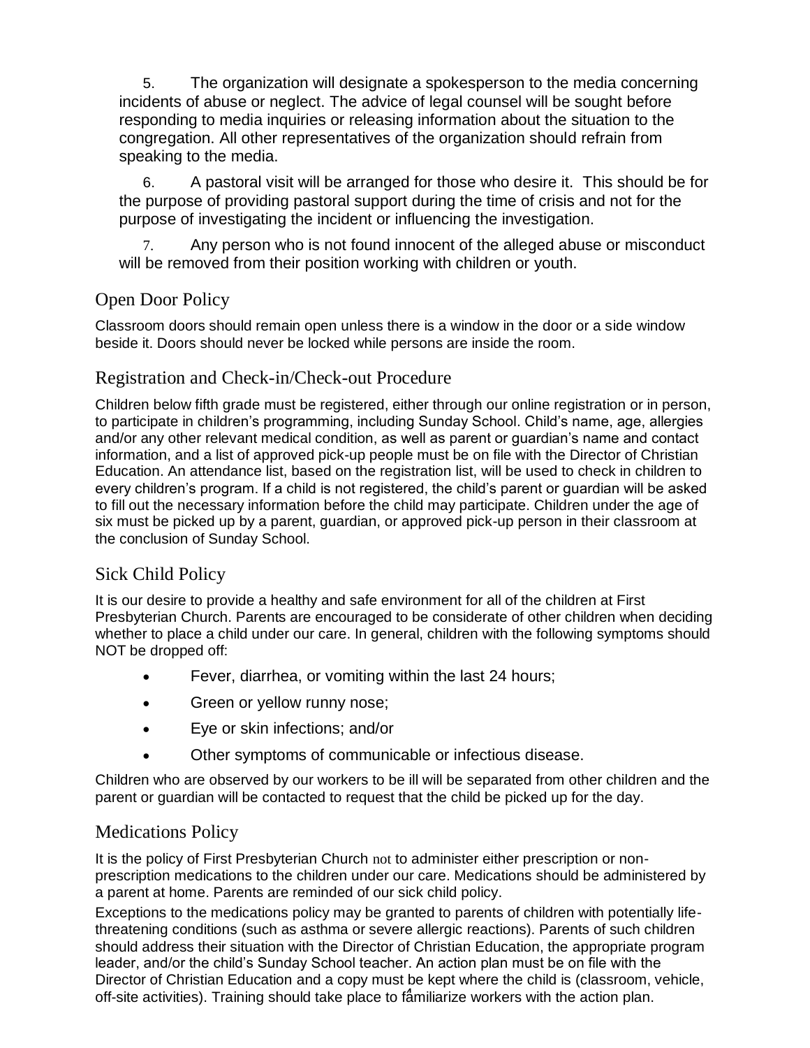5. The organization will designate a spokesperson to the media concerning incidents of abuse or neglect. The advice of legal counsel will be sought before responding to media inquiries or releasing information about the situation to the congregation. All other representatives of the organization should refrain from speaking to the media.

6. A pastoral visit will be arranged for those who desire it. This should be for the purpose of providing pastoral support during the time of crisis and not for the purpose of investigating the incident or influencing the investigation.

7. Any person who is not found innocent of the alleged abuse or misconduct will be removed from their position working with children or youth.

## Open Door Policy

Classroom doors should remain open unless there is a window in the door or a side window beside it. Doors should never be locked while persons are inside the room.

## Registration and Check-in/Check-out Procedure

Children below fifth grade must be registered, either through our online registration or in person, to participate in children's programming, including Sunday School. Child's name, age, allergies and/or any other relevant medical condition, as well as parent or guardian's name and contact information, and a list of approved pick-up people must be on file with the Director of Christian Education. An attendance list, based on the registration list, will be used to check in children to every children's program. If a child is not registered, the child's parent or guardian will be asked to fill out the necessary information before the child may participate. Children under the age of six must be picked up by a parent, guardian, or approved pick-up person in their classroom at the conclusion of Sunday School.

## Sick Child Policy

It is our desire to provide a healthy and safe environment for all of the children at First Presbyterian Church. Parents are encouraged to be considerate of other children when deciding whether to place a child under our care. In general, children with the following symptoms should NOT be dropped off:

- Fever, diarrhea, or vomiting within the last 24 hours;
- Green or yellow runny nose;
- Eye or skin infections; and/or
- Other symptoms of communicable or infectious disease.

Children who are observed by our workers to be ill will be separated from other children and the parent or guardian will be contacted to request that the child be picked up for the day.

## Medications Policy

It is the policy of First Presbyterian Church not to administer either prescription or non-prescription medications to the children under our care. Medications should be administered by a parent at home. Parents are reminded of our sick child policy.

Exceptions to the medications policy may be granted to parents of children with potentially life-threatening conditions (such as asthma or severe allergic reactions). Parents of such children should address their situation with the Director of Christian Education, the appropriate program leader, and/or the child's Sunday School teacher. An action plan must be on file with the Director of Christian Education and a copy must be kept where the child is (classroom, vehicle, off-site activities). Training should take place to familiarize workers with the action plan.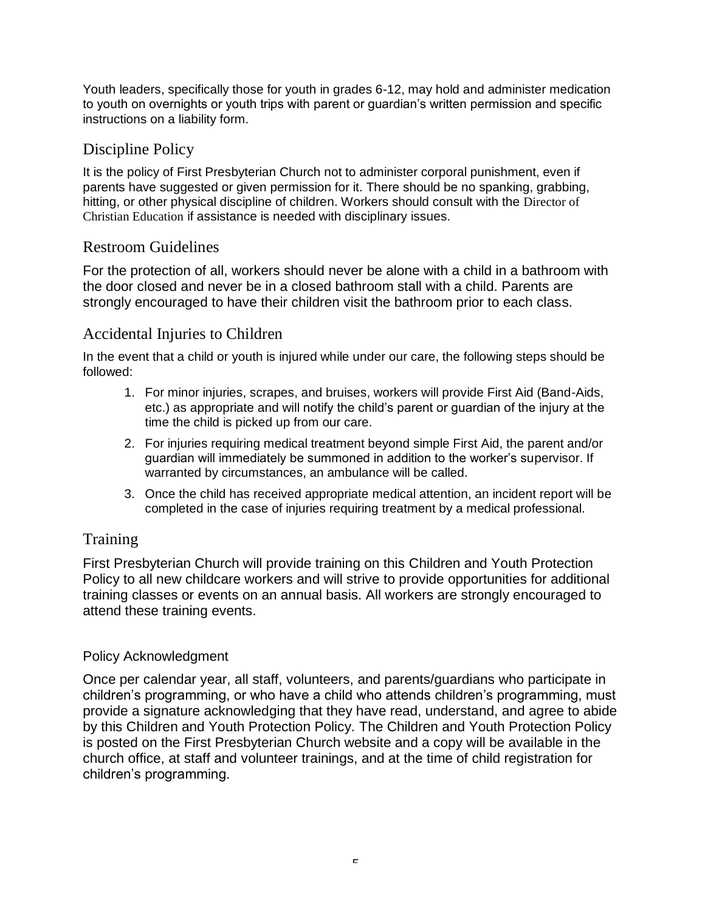Youth leaders, specifically those for youth in grades 6-12, may hold and administer medication to youth on overnights or youth trips with parent or guardian's written permission and specific instructions on a liability form.

## Discipline Policy

It is the policy of First Presbyterian Church not to administer corporal punishment, even if parents have suggested or given permission for it. There should be no spanking, grabbing, hitting, or other physical discipline of children. Workers should consult with the Director of Christian Education if assistance is needed with disciplinary issues.

## Restroom Guidelines

For the protection of all, workers should never be alone with a child in a bathroom with the door closed and never be in a closed bathroom stall with a child. Parents are strongly encouraged to have their children visit the bathroom prior to each class.

## Accidental Injuries to Children

In the event that a child or youth is injured while under our care, the following steps should be followed:

1. For minor injuries, scrapes, and bruises, workers will provide First Aid (Band-Aids, etc.) as appropriate and will notify the child's parent or guardian of the injury at the time the child is picked up from our care.
2. For injuries requiring medical treatment beyond simple First Aid, the parent and/or guardian will immediately be summoned in addition to the worker's supervisor. If warranted by circumstances, an ambulance will be called.
3. Once the child has received appropriate medical attention, an incident report will be completed in the case of injuries requiring treatment by a medical professional.

## Training

First Presbyterian Church will provide training on this Children and Youth Protection Policy to all new childcare workers and will strive to provide opportunities for additional training classes or events on an annual basis. All workers are strongly encouraged to attend these training events.

### Policy Acknowledgment

Once per calendar year, all staff, volunteers, and parents/guardians who participate in children's programming, or who have a child who attends children's programming, must provide a signature acknowledging that they have read, understand, and agree to abide by this Children and Youth Protection Policy. The Children and Youth Protection Policy is posted on the First Presbyterian Church website and a copy will be available in the church office, at staff and volunteer trainings, and at the time of child registration for children's programming.